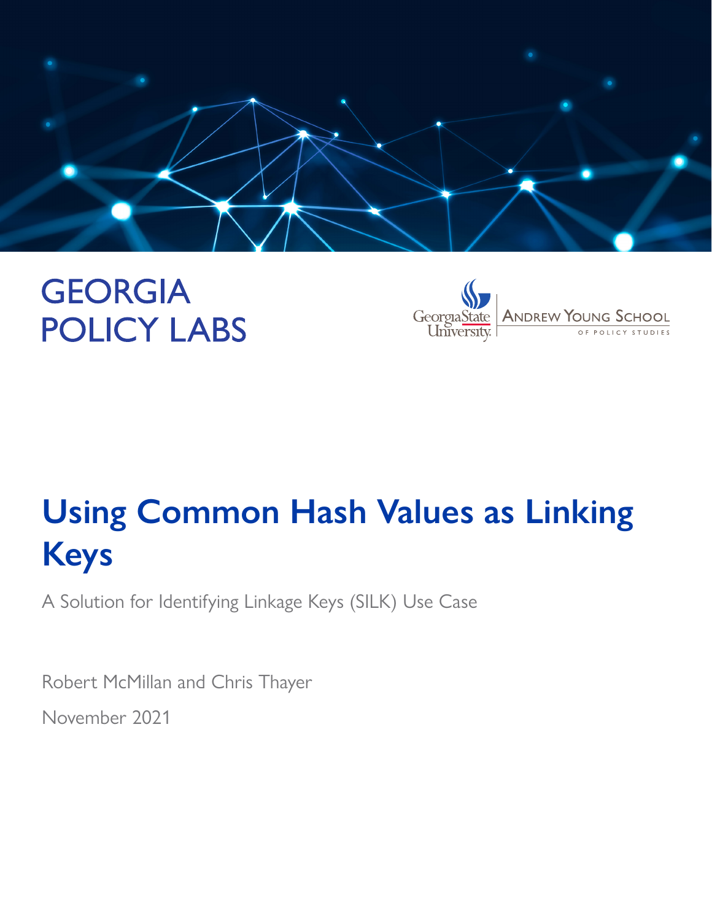GEORGIA POLICY LABS

Georgia State University | Andrew Young School of Policy Studies

# Using Common Hash Values as Linking Keys

A Solution for Identifying Linkage Keys (SILK) Use Case

Robert McMillan and Chris Thayer

November 2021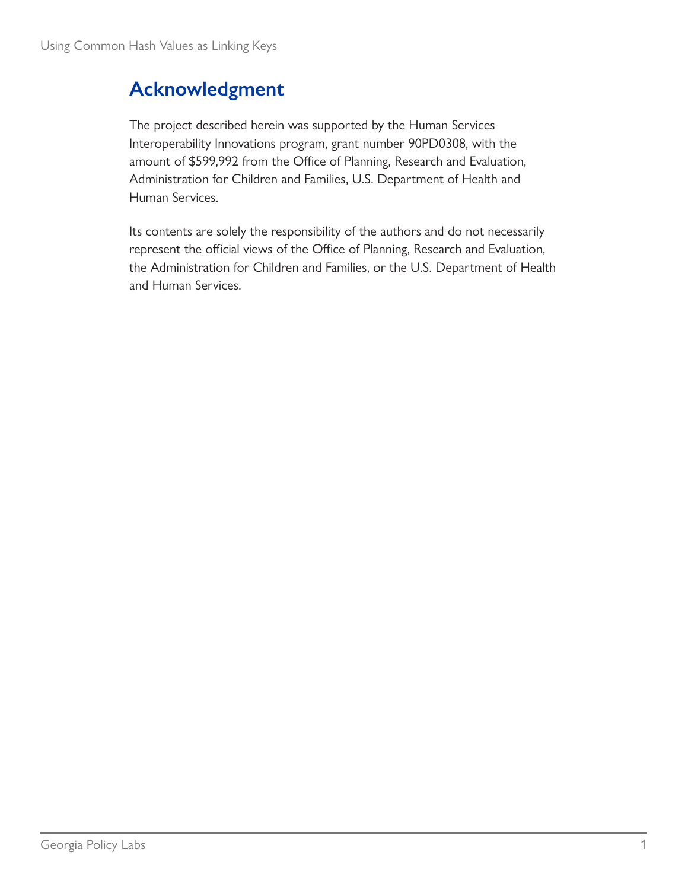## Acknowledgment

The project described herein was supported by the Human Services Interoperability Innovations program, grant number 90PD0308, with the amount of $599,992 from the Office of Planning, Research and Evaluation, Administration for Children and Families, U.S. Department of Health and Human Services.

Its contents are solely the responsibility of the authors and do not necessarily represent the official views of the Office of Planning, Research and Evaluation, the Administration for Children and Families, or the U.S. Department of Health and Human Services.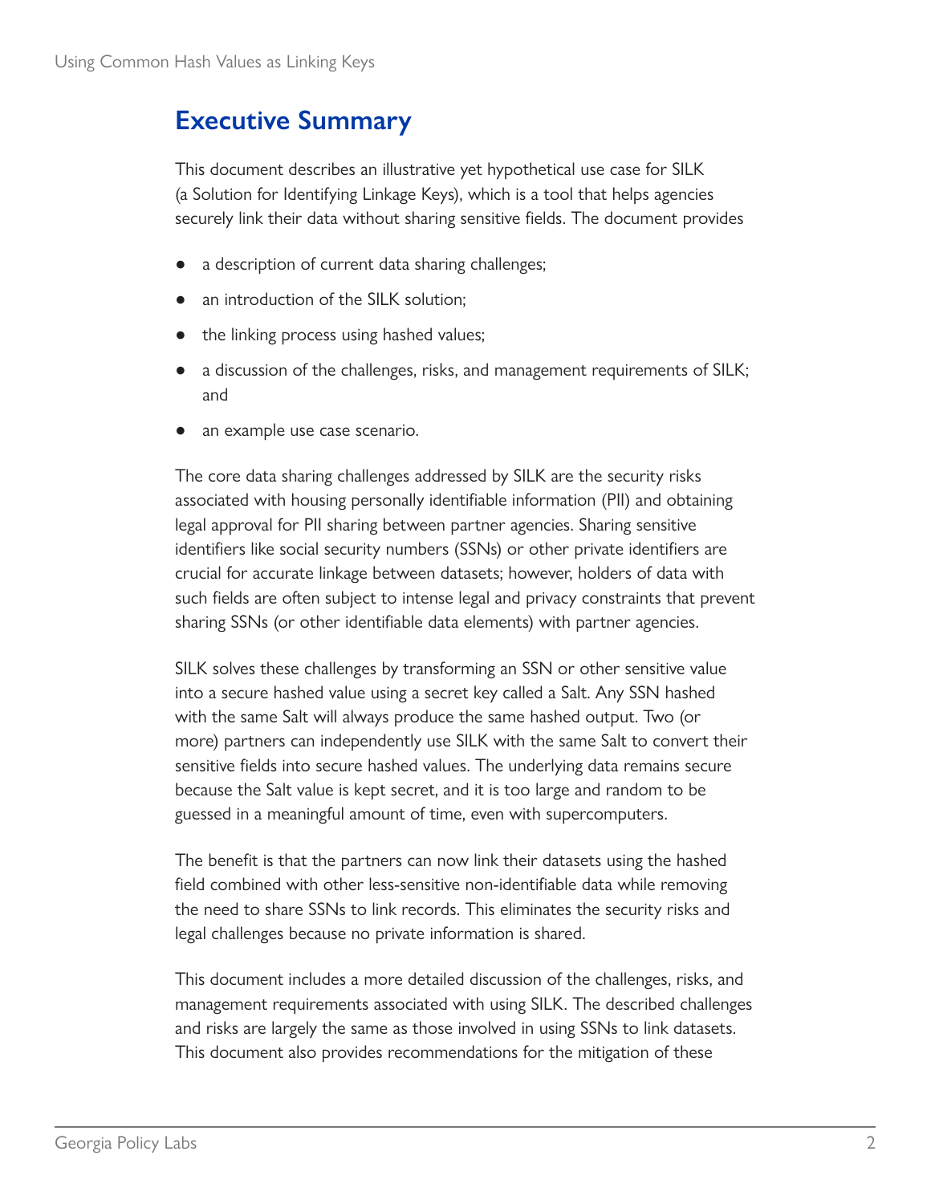# Executive Summary

This document describes an illustrative yet hypothetical use case for SILK (a Solution for Identifying Linkage Keys), which is a tool that helps agencies securely link their data without sharing sensitive fields. The document provides

- a description of current data sharing challenges;
- an introduction of the SILK solution;
- the linking process using hashed values;
- a discussion of the challenges, risks, and management requirements of SILK; and
- an example use case scenario.

The core data sharing challenges addressed by SILK are the security risks associated with housing personally identifiable information (PII) and obtaining legal approval for PII sharing between partner agencies. Sharing sensitive identifiers like social security numbers (SSNs) or other private identifiers are crucial for accurate linkage between datasets; however, holders of data with such fields are often subject to intense legal and privacy constraints that prevent sharing SSNs (or other identifiable data elements) with partner agencies.

SILK solves these challenges by transforming an SSN or other sensitive value into a secure hashed value using a secret key called a Salt. Any SSN hashed with the same Salt will always produce the same hashed output. Two (or more) partners can independently use SILK with the same Salt to convert their sensitive fields into secure hashed values. The underlying data remains secure because the Salt value is kept secret, and it is too large and random to be guessed in a meaningful amount of time, even with supercomputers.

The benefit is that the partners can now link their datasets using the hashed field combined with other less-sensitive non-identifiable data while removing the need to share SSNs to link records. This eliminates the security risks and legal challenges because no private information is shared.

This document includes a more detailed discussion of the challenges, risks, and management requirements associated with using SILK. The described challenges and risks are largely the same as those involved in using SSNs to link datasets. This document also provides recommendations for the mitigation of these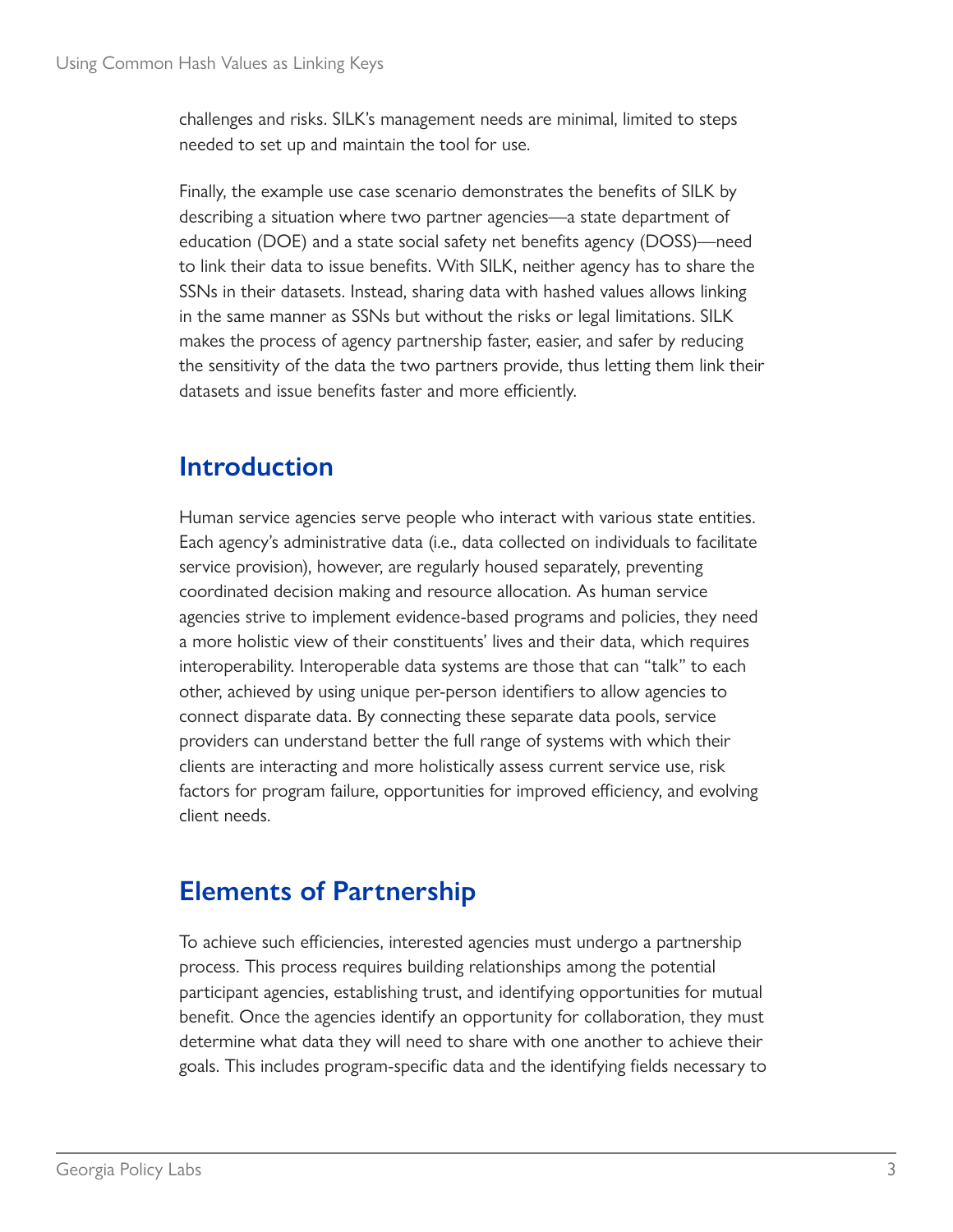challenges and risks. SILK's management needs are minimal, limited to steps needed to set up and maintain the tool for use.

Finally, the example use case scenario demonstrates the benefits of SILK by describing a situation where two partner agencies—a state department of education (DOE) and a state social safety net benefits agency (DOSS)—need to link their data to issue benefits. With SILK, neither agency has to share the SSNs in their datasets. Instead, sharing data with hashed values allows linking in the same manner as SSNs but without the risks or legal limitations. SILK makes the process of agency partnership faster, easier, and safer by reducing the sensitivity of the data the two partners provide, thus letting them link their datasets and issue benefits faster and more efficiently.

## Introduction

Human service agencies serve people who interact with various state entities. Each agency's administrative data (i.e., data collected on individuals to facilitate service provision), however, are regularly housed separately, preventing coordinated decision making and resource allocation. As human service agencies strive to implement evidence-based programs and policies, they need a more holistic view of their constituents' lives and their data, which requires interoperability. Interoperable data systems are those that can "talk" to each other, achieved by using unique per-person identifiers to allow agencies to connect disparate data. By connecting these separate data pools, service providers can understand better the full range of systems with which their clients are interacting and more holistically assess current service use, risk factors for program failure, opportunities for improved efficiency, and evolving client needs.

## Elements of Partnership

To achieve such efficiencies, interested agencies must undergo a partnership process. This process requires building relationships among the potential participant agencies, establishing trust, and identifying opportunities for mutual benefit. Once the agencies identify an opportunity for collaboration, they must determine what data they will need to share with one another to achieve their goals. This includes program-specific data and the identifying fields necessary to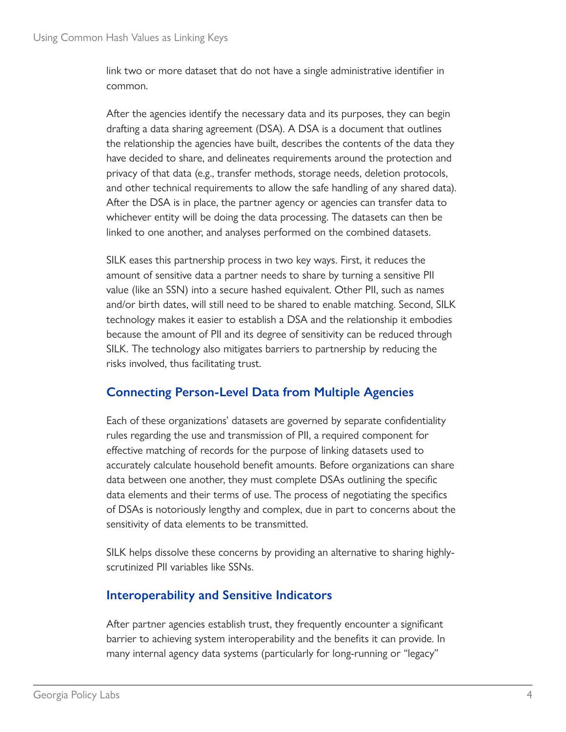link two or more dataset that do not have a single administrative identifier in common.

After the agencies identify the necessary data and its purposes, they can begin drafting a data sharing agreement (DSA). A DSA is a document that outlines the relationship the agencies have built, describes the contents of the data they have decided to share, and delineates requirements around the protection and privacy of that data (e.g., transfer methods, storage needs, deletion protocols, and other technical requirements to allow the safe handling of any shared data). After the DSA is in place, the partner agency or agencies can transfer data to whichever entity will be doing the data processing. The datasets can then be linked to one another, and analyses performed on the combined datasets.

SILK eases this partnership process in two key ways. First, it reduces the amount of sensitive data a partner needs to share by turning a sensitive PII value (like an SSN) into a secure hashed equivalent. Other PII, such as names and/or birth dates, will still need to be shared to enable matching. Second, SILK technology makes it easier to establish a DSA and the relationship it embodies because the amount of PII and its degree of sensitivity can be reduced through SILK. The technology also mitigates barriers to partnership by reducing the risks involved, thus facilitating trust.

## Connecting Person-Level Data from Multiple Agencies

Each of these organizations' datasets are governed by separate confidentiality rules regarding the use and transmission of PII, a required component for effective matching of records for the purpose of linking datasets used to accurately calculate household benefit amounts. Before organizations can share data between one another, they must complete DSAs outlining the specific data elements and their terms of use. The process of negotiating the specifics of DSAs is notoriously lengthy and complex, due in part to concerns about the sensitivity of data elements to be transmitted.

SILK helps dissolve these concerns by providing an alternative to sharing highly-scrutinized PII variables like SSNs.

## Interoperability and Sensitive Indicators

After partner agencies establish trust, they frequently encounter a significant barrier to achieving system interoperability and the benefits it can provide. In many internal agency data systems (particularly for long-running or "legacy"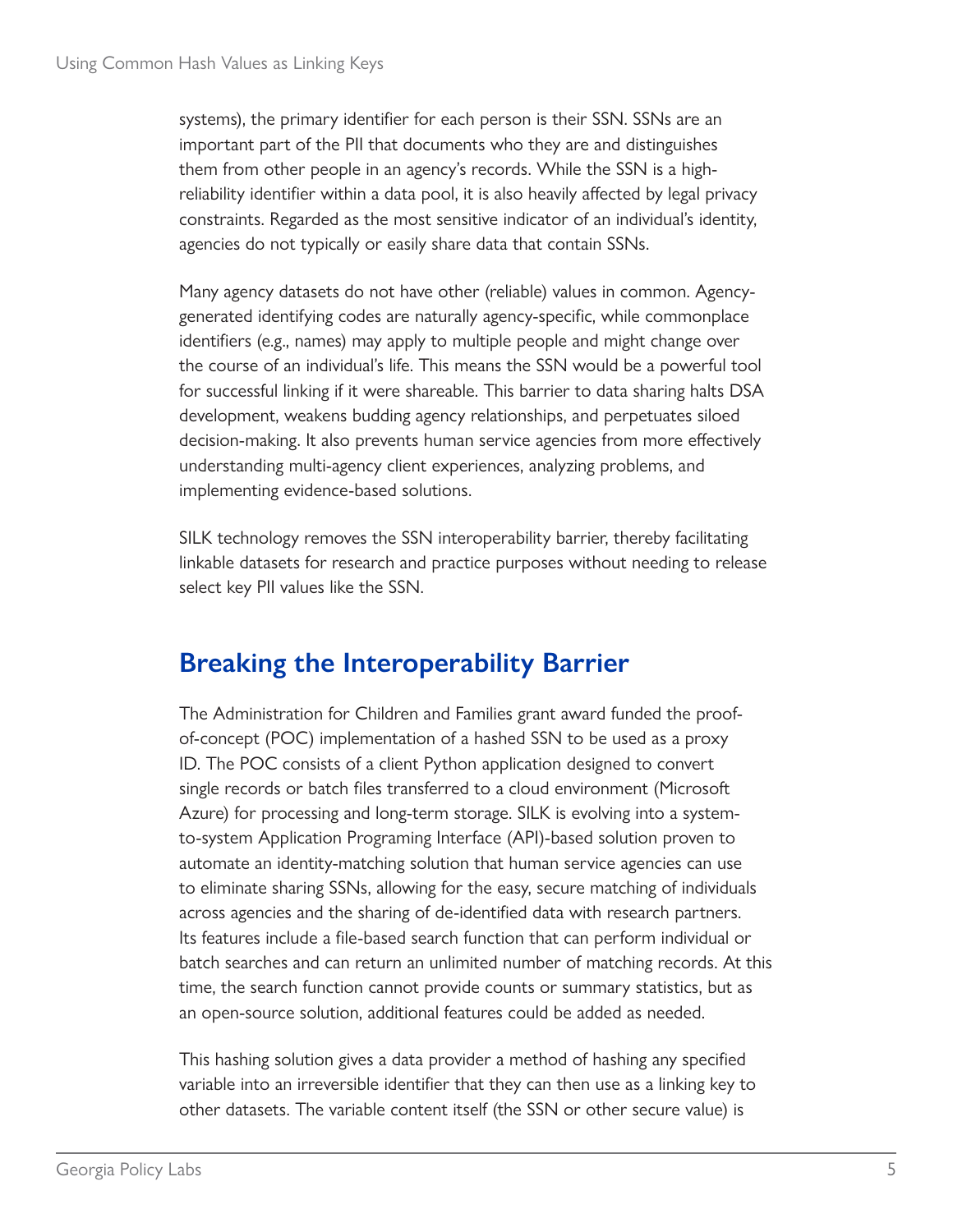systems), the primary identifier for each person is their SSN. SSNs are an important part of the PII that documents who they are and distinguishes them from other people in an agency's records. While the SSN is a high-reliability identifier within a data pool, it is also heavily affected by legal privacy constraints. Regarded as the most sensitive indicator of an individual's identity, agencies do not typically or easily share data that contain SSNs.

Many agency datasets do not have other (reliable) values in common. Agency-generated identifying codes are naturally agency-specific, while commonplace identifiers (e.g., names) may apply to multiple people and might change over the course of an individual's life. This means the SSN would be a powerful tool for successful linking if it were shareable. This barrier to data sharing halts DSA development, weakens budding agency relationships, and perpetuates siloed decision-making. It also prevents human service agencies from more effectively understanding multi-agency client experiences, analyzing problems, and implementing evidence-based solutions.

SILK technology removes the SSN interoperability barrier, thereby facilitating linkable datasets for research and practice purposes without needing to release select key PII values like the SSN.

## Breaking the Interoperability Barrier

The Administration for Children and Families grant award funded the proof-of-concept (POC) implementation of a hashed SSN to be used as a proxy ID. The POC consists of a client Python application designed to convert single records or batch files transferred to a cloud environment (Microsoft Azure) for processing and long-term storage. SILK is evolving into a system-to-system Application Programing Interface (API)-based solution proven to automate an identity-matching solution that human service agencies can use to eliminate sharing SSNs, allowing for the easy, secure matching of individuals across agencies and the sharing of de-identified data with research partners. Its features include a file-based search function that can perform individual or batch searches and can return an unlimited number of matching records. At this time, the search function cannot provide counts or summary statistics, but as an open-source solution, additional features could be added as needed.

This hashing solution gives a data provider a method of hashing any specified variable into an irreversible identifier that they can then use as a linking key to other datasets. The variable content itself (the SSN or other secure value) is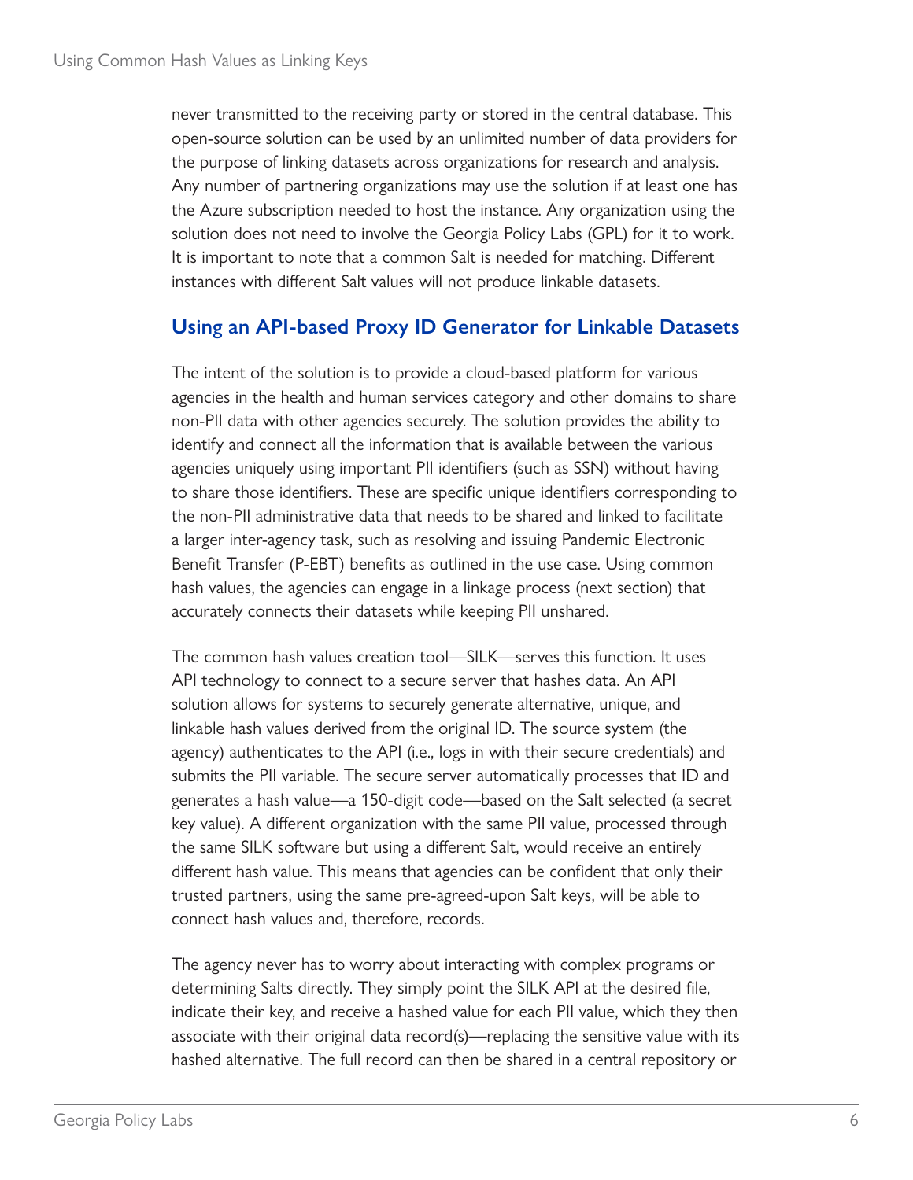never transmitted to the receiving party or stored in the central database. This open-source solution can be used by an unlimited number of data providers for the purpose of linking datasets across organizations for research and analysis. Any number of partnering organizations may use the solution if at least one has the Azure subscription needed to host the instance. Any organization using the solution does not need to involve the Georgia Policy Labs (GPL) for it to work. It is important to note that a common Salt is needed for matching. Different instances with different Salt values will not produce linkable datasets.

## Using an API-based Proxy ID Generator for Linkable Datasets

The intent of the solution is to provide a cloud-based platform for various agencies in the health and human services category and other domains to share non-PII data with other agencies securely. The solution provides the ability to identify and connect all the information that is available between the various agencies uniquely using important PII identifiers (such as SSN) without having to share those identifiers. These are specific unique identifiers corresponding to the non-PII administrative data that needs to be shared and linked to facilitate a larger inter-agency task, such as resolving and issuing Pandemic Electronic Benefit Transfer (P-EBT) benefits as outlined in the use case. Using common hash values, the agencies can engage in a linkage process (next section) that accurately connects their datasets while keeping PII unshared.

The common hash values creation tool—SILK—serves this function. It uses API technology to connect to a secure server that hashes data. An API solution allows for systems to securely generate alternative, unique, and linkable hash values derived from the original ID. The source system (the agency) authenticates to the API (i.e., logs in with their secure credentials) and submits the PII variable. The secure server automatically processes that ID and generates a hash value—a 150-digit code—based on the Salt selected (a secret key value). A different organization with the same PII value, processed through the same SILK software but using a different Salt, would receive an entirely different hash value. This means that agencies can be confident that only their trusted partners, using the same pre-agreed-upon Salt keys, will be able to connect hash values and, therefore, records.

The agency never has to worry about interacting with complex programs or determining Salts directly. They simply point the SILK API at the desired file, indicate their key, and receive a hashed value for each PII value, which they then associate with their original data record(s)—replacing the sensitive value with its hashed alternative. The full record can then be shared in a central repository or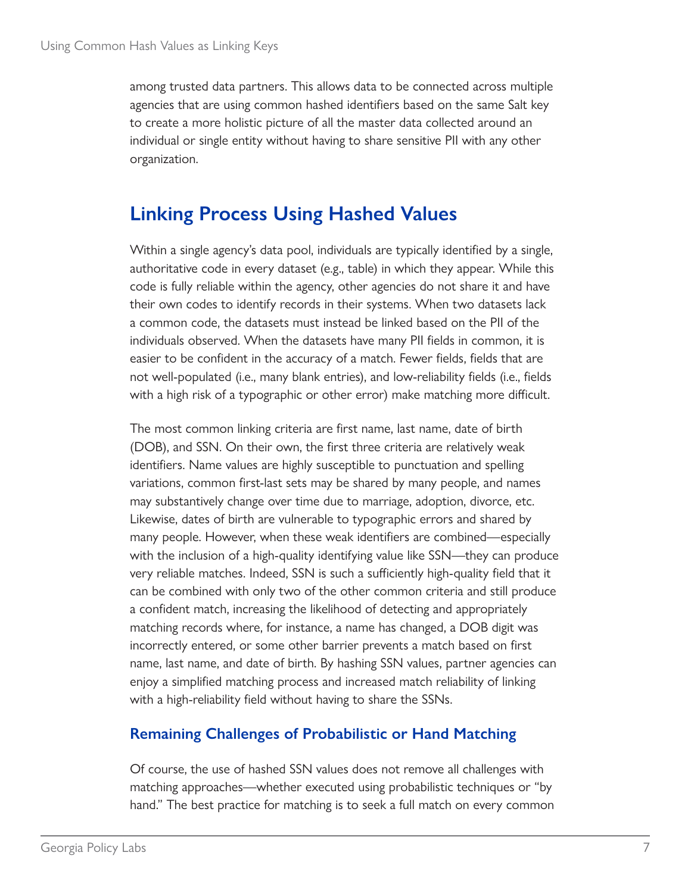among trusted data partners. This allows data to be connected across multiple agencies that are using common hashed identifiers based on the same Salt key to create a more holistic picture of all the master data collected around an individual or single entity without having to share sensitive PII with any other organization.

## Linking Process Using Hashed Values

Within a single agency's data pool, individuals are typically identified by a single, authoritative code in every dataset (e.g., table) in which they appear. While this code is fully reliable within the agency, other agencies do not share it and have their own codes to identify records in their systems. When two datasets lack a common code, the datasets must instead be linked based on the PII of the individuals observed. When the datasets have many PII fields in common, it is easier to be confident in the accuracy of a match. Fewer fields, fields that are not well-populated (i.e., many blank entries), and low-reliability fields (i.e., fields with a high risk of a typographic or other error) make matching more difficult.

The most common linking criteria are first name, last name, date of birth (DOB), and SSN. On their own, the first three criteria are relatively weak identifiers. Name values are highly susceptible to punctuation and spelling variations, common first-last sets may be shared by many people, and names may substantively change over time due to marriage, adoption, divorce, etc. Likewise, dates of birth are vulnerable to typographic errors and shared by many people. However, when these weak identifiers are combined—especially with the inclusion of a high-quality identifying value like SSN—they can produce very reliable matches. Indeed, SSN is such a sufficiently high-quality field that it can be combined with only two of the other common criteria and still produce a confident match, increasing the likelihood of detecting and appropriately matching records where, for instance, a name has changed, a DOB digit was incorrectly entered, or some other barrier prevents a match based on first name, last name, and date of birth. By hashing SSN values, partner agencies can enjoy a simplified matching process and increased match reliability of linking with a high-reliability field without having to share the SSNs.

### Remaining Challenges of Probabilistic or Hand Matching

Of course, the use of hashed SSN values does not remove all challenges with matching approaches—whether executed using probabilistic techniques or "by hand." The best practice for matching is to seek a full match on every common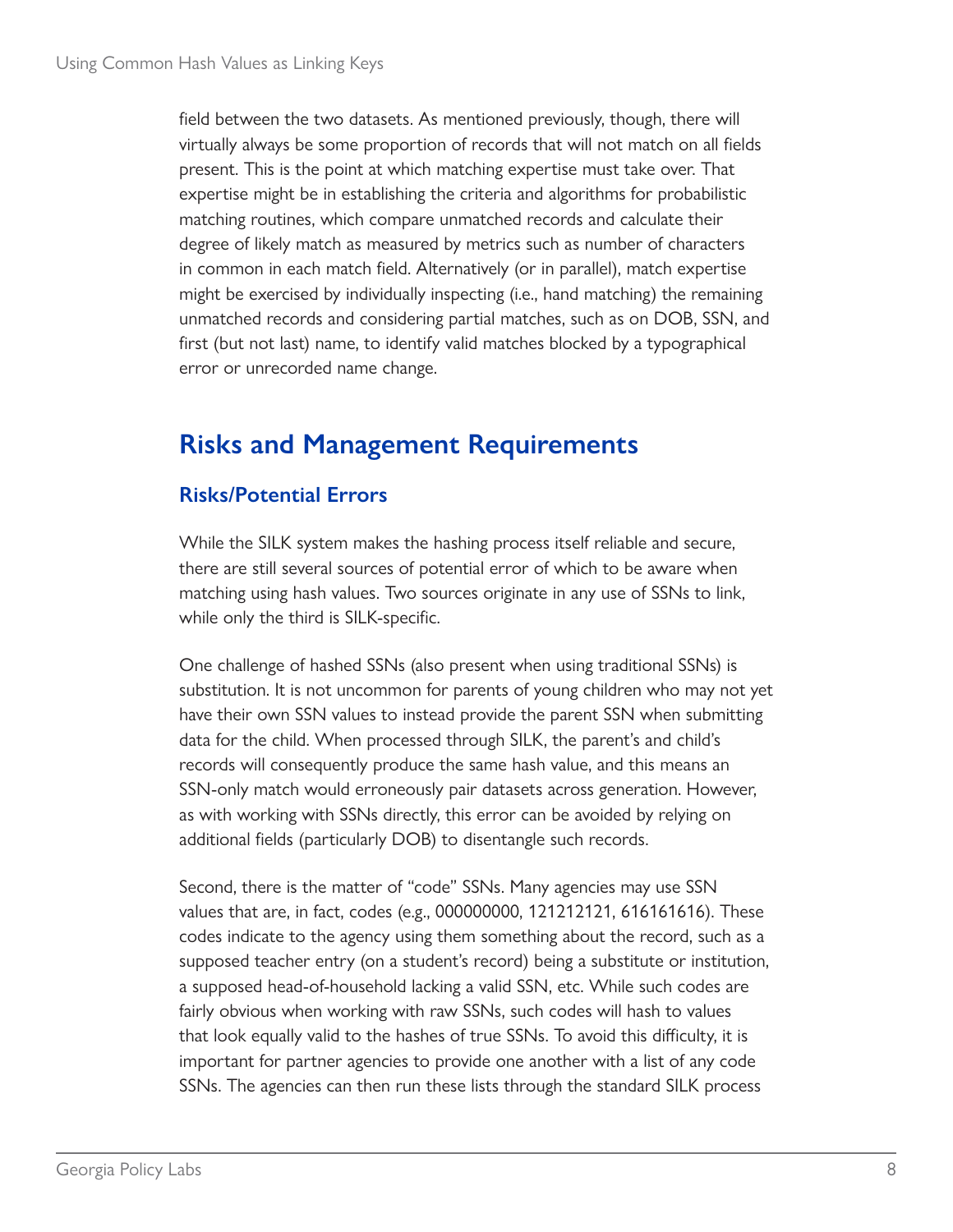field between the two datasets. As mentioned previously, though, there will virtually always be some proportion of records that will not match on all fields present. This is the point at which matching expertise must take over. That expertise might be in establishing the criteria and algorithms for probabilistic matching routines, which compare unmatched records and calculate their degree of likely match as measured by metrics such as number of characters in common in each match field. Alternatively (or in parallel), match expertise might be exercised by individually inspecting (i.e., hand matching) the remaining unmatched records and considering partial matches, such as on DOB, SSN, and first (but not last) name, to identify valid matches blocked by a typographical error or unrecorded name change.

## Risks and Management Requirements

### Risks/Potential Errors

While the SILK system makes the hashing process itself reliable and secure, there are still several sources of potential error of which to be aware when matching using hash values. Two sources originate in any use of SSNs to link, while only the third is SILK-specific.

One challenge of hashed SSNs (also present when using traditional SSNs) is substitution. It is not uncommon for parents of young children who may not yet have their own SSN values to instead provide the parent SSN when submitting data for the child. When processed through SILK, the parent's and child's records will consequently produce the same hash value, and this means an SSN-only match would erroneously pair datasets across generation. However, as with working with SSNs directly, this error can be avoided by relying on additional fields (particularly DOB) to disentangle such records.

Second, there is the matter of "code" SSNs. Many agencies may use SSN values that are, in fact, codes (e.g., 000000000, 121212121, 616161616). These codes indicate to the agency using them something about the record, such as a supposed teacher entry (on a student's record) being a substitute or institution, a supposed head-of-household lacking a valid SSN, etc. While such codes are fairly obvious when working with raw SSNs, such codes will hash to values that look equally valid to the hashes of true SSNs. To avoid this difficulty, it is important for partner agencies to provide one another with a list of any code SSNs. The agencies can then run these lists through the standard SILK process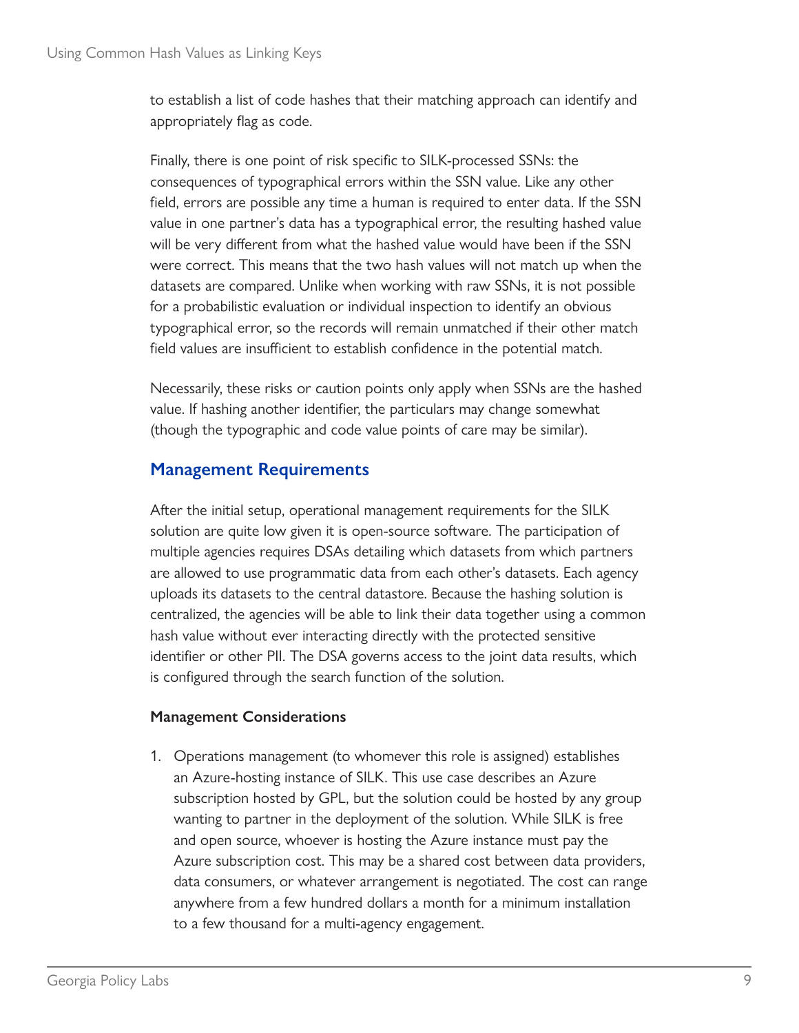to establish a list of code hashes that their matching approach can identify and appropriately flag as code.

Finally, there is one point of risk specific to SILK-processed SSNs: the consequences of typographical errors within the SSN value. Like any other field, errors are possible any time a human is required to enter data. If the SSN value in one partner's data has a typographical error, the resulting hashed value will be very different from what the hashed value would have been if the SSN were correct. This means that the two hash values will not match up when the datasets are compared. Unlike when working with raw SSNs, it is not possible for a probabilistic evaluation or individual inspection to identify an obvious typographical error, so the records will remain unmatched if their other match field values are insufficient to establish confidence in the potential match.

Necessarily, these risks or caution points only apply when SSNs are the hashed value. If hashing another identifier, the particulars may change somewhat (though the typographic and code value points of care may be similar).

## Management Requirements

After the initial setup, operational management requirements for the SILK solution are quite low given it is open-source software. The participation of multiple agencies requires DSAs detailing which datasets from which partners are allowed to use programmatic data from each other's datasets. Each agency uploads its datasets to the central datastore. Because the hashing solution is centralized, the agencies will be able to link their data together using a common hash value without ever interacting directly with the protected sensitive identifier or other PII. The DSA governs access to the joint data results, which is configured through the search function of the solution.

### Management Considerations

1. Operations management (to whomever this role is assigned) establishes an Azure-hosting instance of SILK. This use case describes an Azure subscription hosted by GPL, but the solution could be hosted by any group wanting to partner in the deployment of the solution. While SILK is free and open source, whoever is hosting the Azure instance must pay the Azure subscription cost. This may be a shared cost between data providers, data consumers, or whatever arrangement is negotiated. The cost can range anywhere from a few hundred dollars a month for a minimum installation to a few thousand for a multi-agency engagement.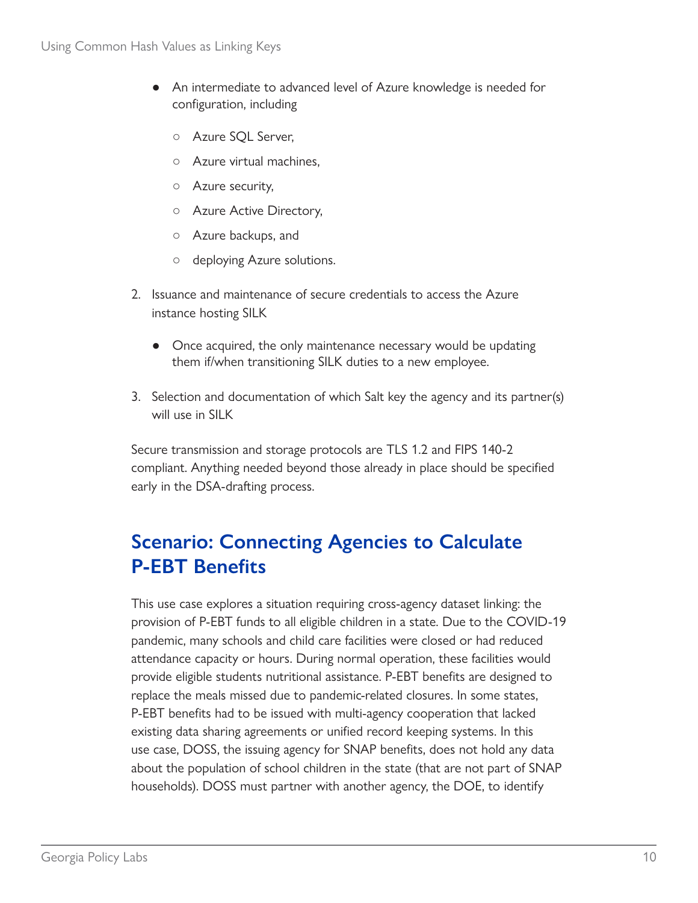- An intermediate to advanced level of Azure knowledge is needed for configuration, including
  - Azure SQL Server,
  - Azure virtual machines,
  - Azure security,
  - Azure Active Directory,
  - Azure backups, and
  - deploying Azure solutions.

2. Issuance and maintenance of secure credentials to access the Azure instance hosting SILK
   - Once acquired, the only maintenance necessary would be updating them if/when transitioning SILK duties to a new employee.
3. Selection and documentation of which Salt key the agency and its partner(s) will use in SILK

Secure transmission and storage protocols are TLS 1.2 and FIPS 140-2 compliant. Anything needed beyond those already in place should be specified early in the DSA-drafting process.

## Scenario: Connecting Agencies to Calculate P-EBT Benefits

This use case explores a situation requiring cross-agency dataset linking: the provision of P-EBT funds to all eligible children in a state. Due to the COVID-19 pandemic, many schools and child care facilities were closed or had reduced attendance capacity or hours. During normal operation, these facilities would provide eligible students nutritional assistance. P-EBT benefits are designed to replace the meals missed due to pandemic-related closures. In some states, P-EBT benefits had to be issued with multi-agency cooperation that lacked existing data sharing agreements or unified record keeping systems. In this use case, DOSS, the issuing agency for SNAP benefits, does not hold any data about the population of school children in the state (that are not part of SNAP households). DOSS must partner with another agency, the DOE, to identify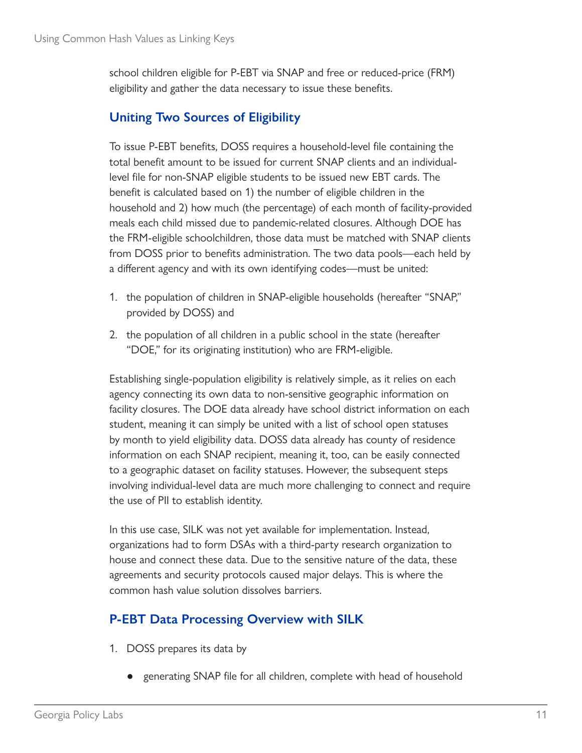school children eligible for P-EBT via SNAP and free or reduced-price (FRM) eligibility and gather the data necessary to issue these benefits.

## Uniting Two Sources of Eligibility

To issue P-EBT benefits, DOSS requires a household-level file containing the total benefit amount to be issued for current SNAP clients and an individual-level file for non-SNAP eligible students to be issued new EBT cards. The benefit is calculated based on 1) the number of eligible children in the household and 2) how much (the percentage) of each month of facility-provided meals each child missed due to pandemic-related closures. Although DOE has the FRM-eligible schoolchildren, those data must be matched with SNAP clients from DOSS prior to benefits administration. The two data pools—each held by a different agency and with its own identifying codes—must be united:

1. the population of children in SNAP-eligible households (hereafter "SNAP," provided by DOSS) and
2. the population of all children in a public school in the state (hereafter "DOE," for its originating institution) who are FRM-eligible.

Establishing single-population eligibility is relatively simple, as it relies on each agency connecting its own data to non-sensitive geographic information on facility closures. The DOE data already have school district information on each student, meaning it can simply be united with a list of school open statuses by month to yield eligibility data. DOSS data already has county of residence information on each SNAP recipient, meaning it, too, can be easily connected to a geographic dataset on facility statuses. However, the subsequent steps involving individual-level data are much more challenging to connect and require the use of PII to establish identity.

In this use case, SILK was not yet available for implementation. Instead, organizations had to form DSAs with a third-party research organization to house and connect these data. Due to the sensitive nature of the data, these agreements and security protocols caused major delays. This is where the common hash value solution dissolves barriers.

## P-EBT Data Processing Overview with SILK

1. DOSS prepares its data by
   - generating SNAP file for all children, complete with head of household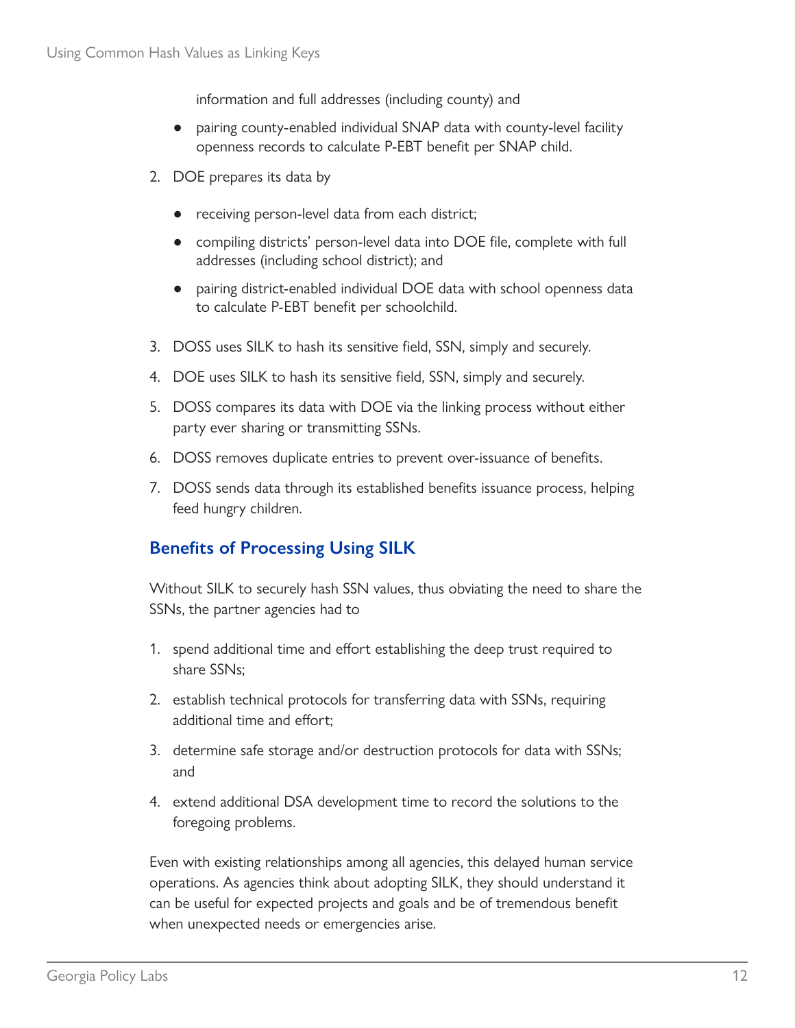information and full addresses (including county) and

- pairing county-enabled individual SNAP data with county-level facility openness records to calculate P-EBT benefit per SNAP child.

2. DOE prepares its data by

    - receiving person-level data from each district;
    - compiling districts' person-level data into DOE file, complete with full addresses (including school district); and
    - pairing district-enabled individual DOE data with school openness data to calculate P-EBT benefit per schoolchild.

3. DOSS uses SILK to hash its sensitive field, SSN, simply and securely.
4. DOE uses SILK to hash its sensitive field, SSN, simply and securely.
5. DOSS compares its data with DOE via the linking process without either party ever sharing or transmitting SSNs.
6. DOSS removes duplicate entries to prevent over-issuance of benefits.
7. DOSS sends data through its established benefits issuance process, helping feed hungry children.

## Benefits of Processing Using SILK

Without SILK to securely hash SSN values, thus obviating the need to share the SSNs, the partner agencies had to

1. spend additional time and effort establishing the deep trust required to share SSNs;
2. establish technical protocols for transferring data with SSNs, requiring additional time and effort;
3. determine safe storage and/or destruction protocols for data with SSNs; and
4. extend additional DSA development time to record the solutions to the foregoing problems.

Even with existing relationships among all agencies, this delayed human service operations. As agencies think about adopting SILK, they should understand it can be useful for expected projects and goals and be of tremendous benefit when unexpected needs or emergencies arise.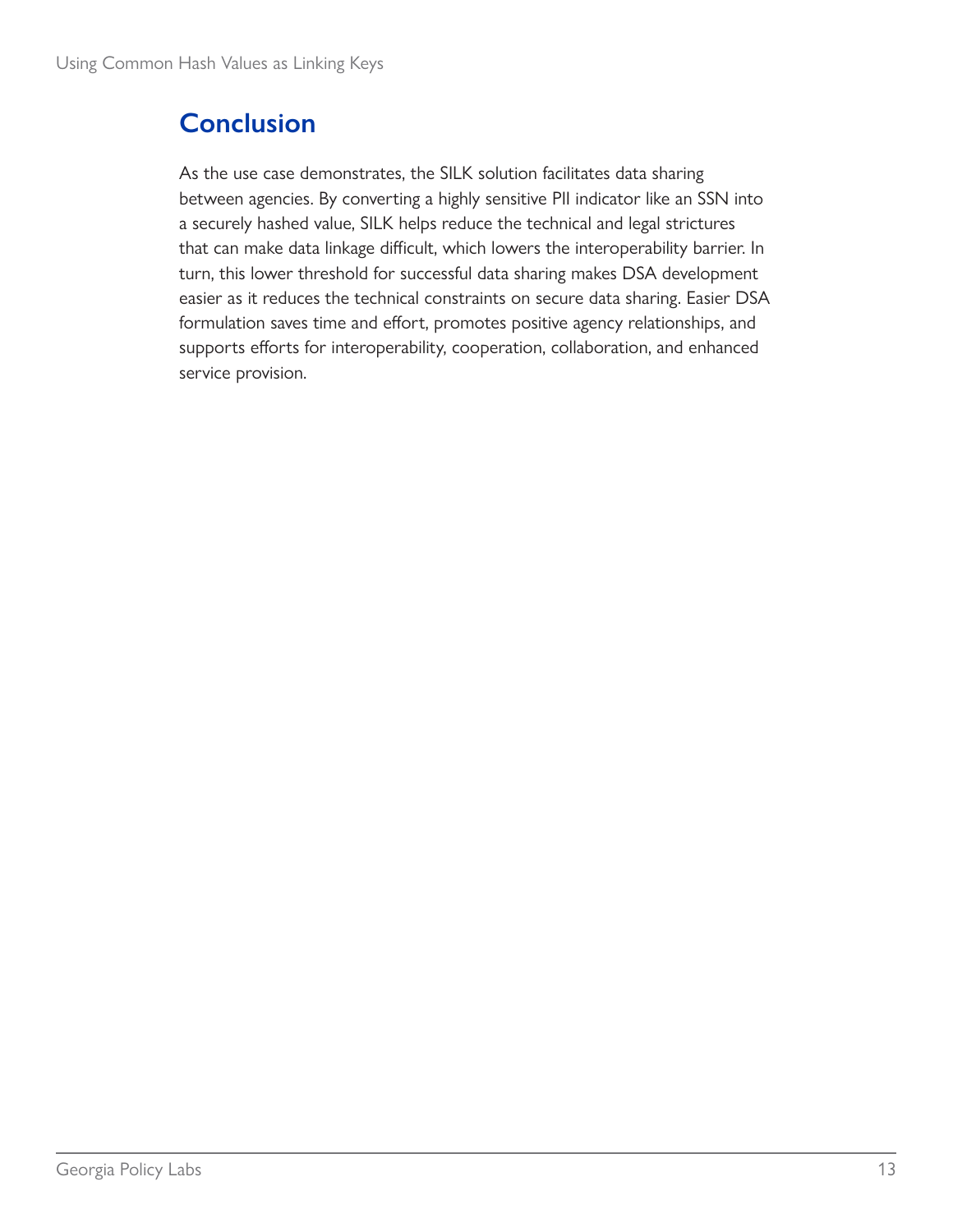## Conclusion

As the use case demonstrates, the SILK solution facilitates data sharing between agencies. By converting a highly sensitive PII indicator like an SSN into a securely hashed value, SILK helps reduce the technical and legal strictures that can make data linkage difficult, which lowers the interoperability barrier. In turn, this lower threshold for successful data sharing makes DSA development easier as it reduces the technical constraints on secure data sharing. Easier DSA formulation saves time and effort, promotes positive agency relationships, and supports efforts for interoperability, cooperation, collaboration, and enhanced service provision.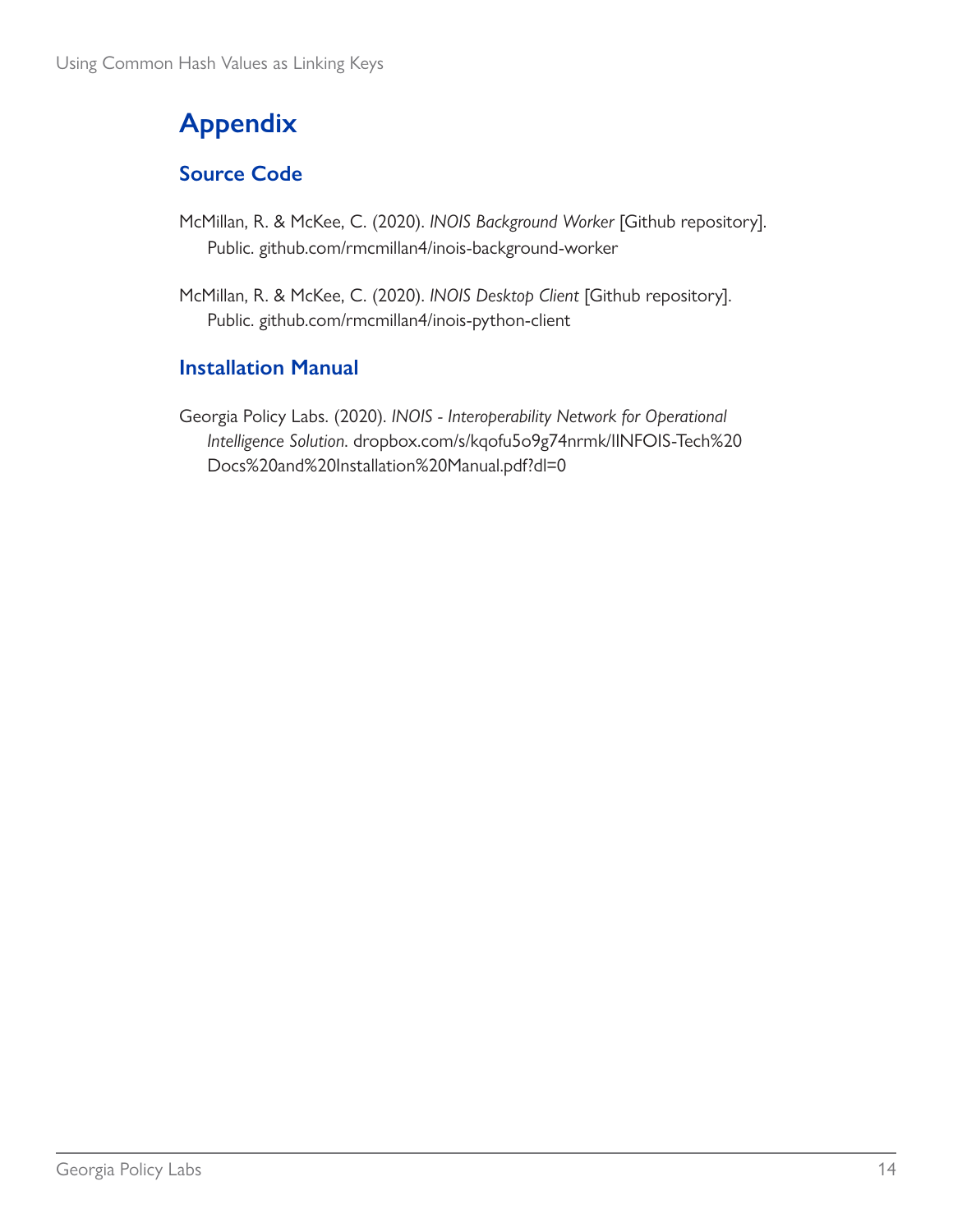# Appendix

## Source Code

McMillan, R. & McKee, C. (2020). *INOIS Background Worker* [Github repository]. Public. github.com/rmcmillan4/inois-background-worker

McMillan, R. & McKee, C. (2020). *INOIS Desktop Client* [Github repository]. Public. github.com/rmcmillan4/inois-python-client

## Installation Manual

Georgia Policy Labs. (2020). *INOIS - Interoperability Network for Operational Intelligence Solution.* dropbox.com/s/kqofu5o9g74nrmk/IINFOIS-Tech%20Docs%20and%20Installation%20Manual.pdf?dl=0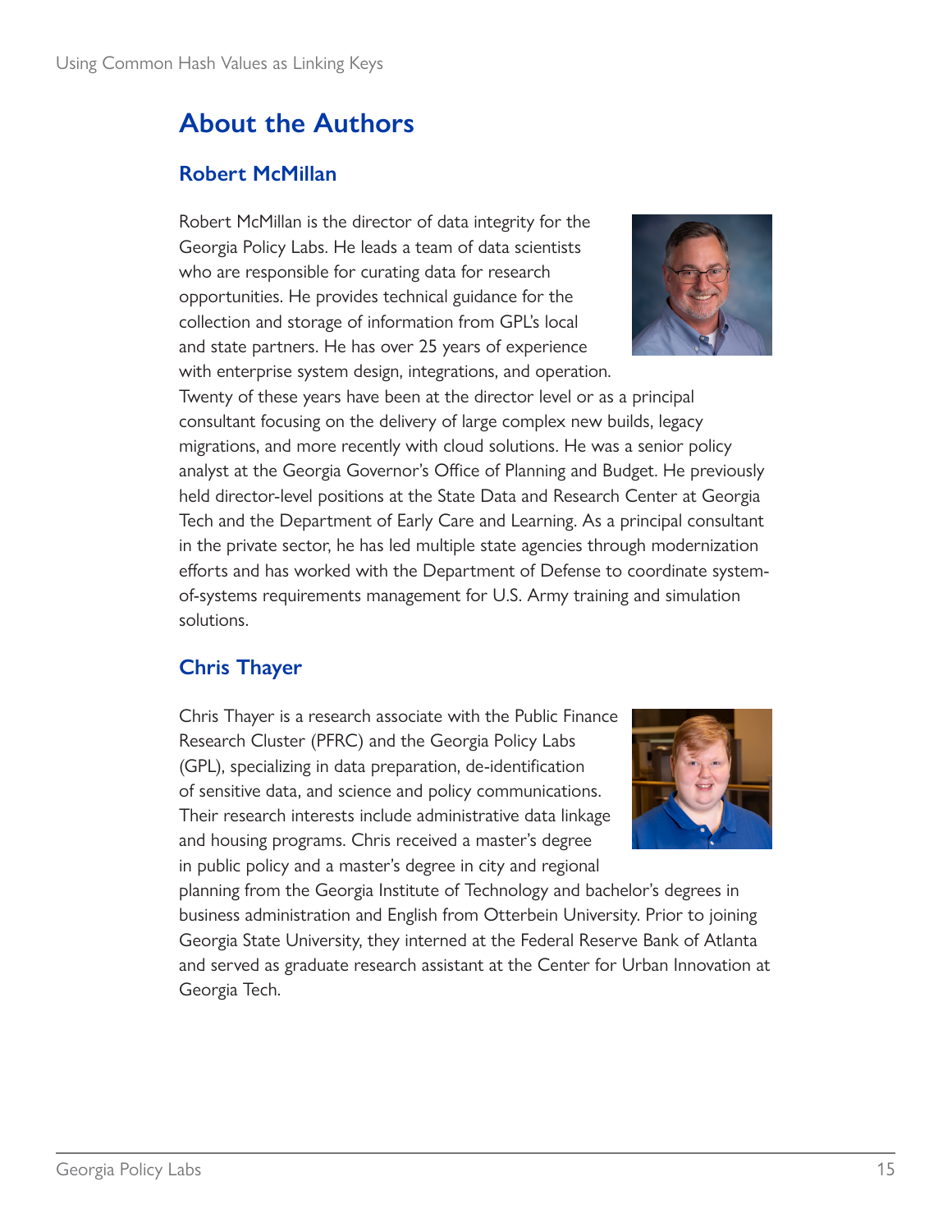# About the Authors

## Robert McMillan

Robert McMillan is the director of data integrity for the Georgia Policy Labs. He leads a team of data scientists who are responsible for curating data for research opportunities. He provides technical guidance for the collection and storage of information from GPL's local and state partners. He has over 25 years of experience with enterprise system design, integrations, and operation. Twenty of these years have been at the director level or as a principal consultant focusing on the delivery of large complex new builds, legacy migrations, and more recently with cloud solutions. He was a senior policy analyst at the Georgia Governor's Office of Planning and Budget. He previously held director-level positions at the State Data and Research Center at Georgia Tech and the Department of Early Care and Learning. As a principal consultant in the private sector, he has led multiple state agencies through modernization efforts and has worked with the Department of Defense to coordinate system-of-systems requirements management for U.S. Army training and simulation solutions.

## Chris Thayer

Chris Thayer is a research associate with the Public Finance Research Cluster (PFRC) and the Georgia Policy Labs (GPL), specializing in data preparation, de-identification of sensitive data, and science and policy communications. Their research interests include administrative data linkage and housing programs. Chris received a master's degree in public policy and a master's degree in city and regional planning from the Georgia Institute of Technology and bachelor's degrees in business administration and English from Otterbein University. Prior to joining Georgia State University, they interned at the Federal Reserve Bank of Atlanta and served as graduate research assistant at the Center for Urban Innovation at Georgia Tech.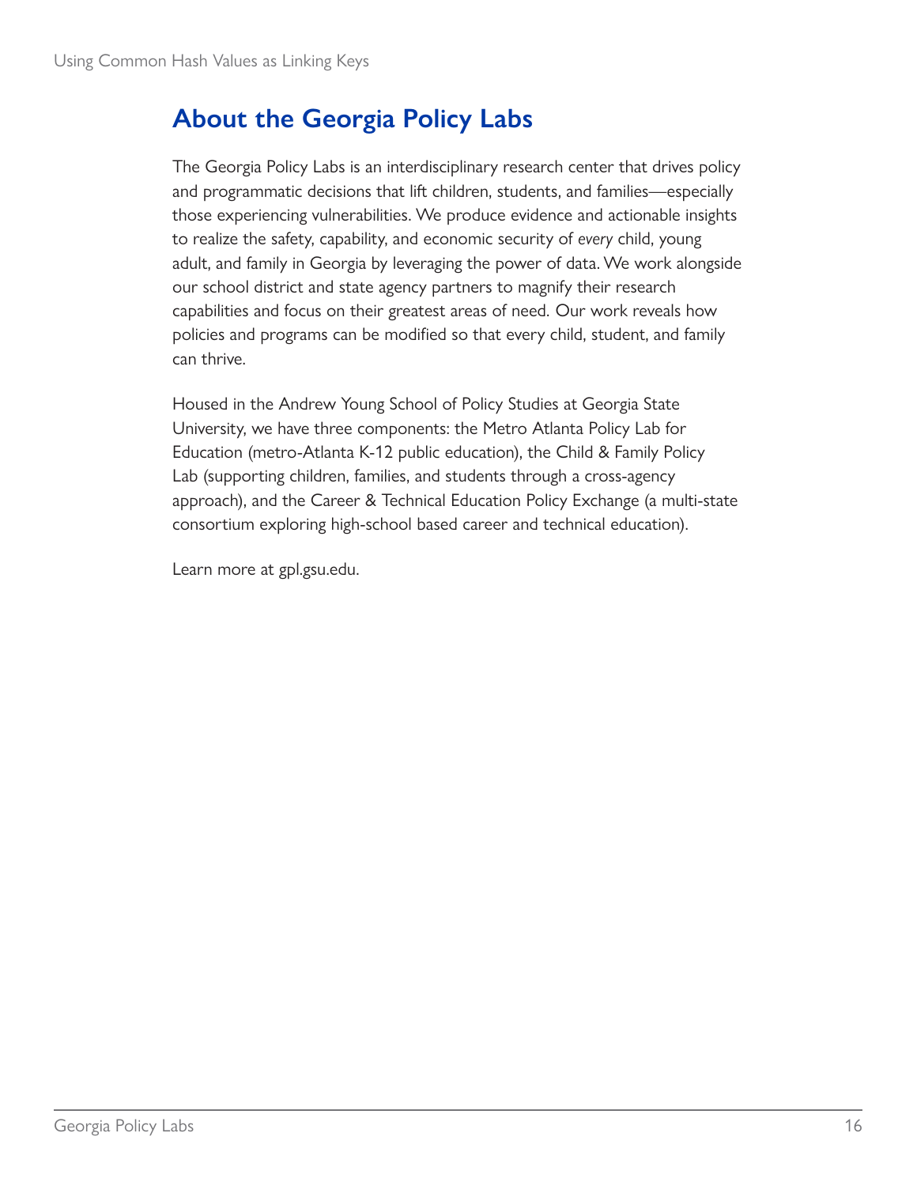## About the Georgia Policy Labs

The Georgia Policy Labs is an interdisciplinary research center that drives policy and programmatic decisions that lift children, students, and families—especially those experiencing vulnerabilities. We produce evidence and actionable insights to realize the safety, capability, and economic security of *every* child, young adult, and family in Georgia by leveraging the power of data. We work alongside our school district and state agency partners to magnify their research capabilities and focus on their greatest areas of need. Our work reveals how policies and programs can be modified so that every child, student, and family can thrive.

Housed in the Andrew Young School of Policy Studies at Georgia State University, we have three components: the Metro Atlanta Policy Lab for Education (metro-Atlanta K-12 public education), the Child & Family Policy Lab (supporting children, families, and students through a cross-agency approach), and the Career & Technical Education Policy Exchange (a multi-state consortium exploring high-school based career and technical education).

Learn more at gpl.gsu.edu.